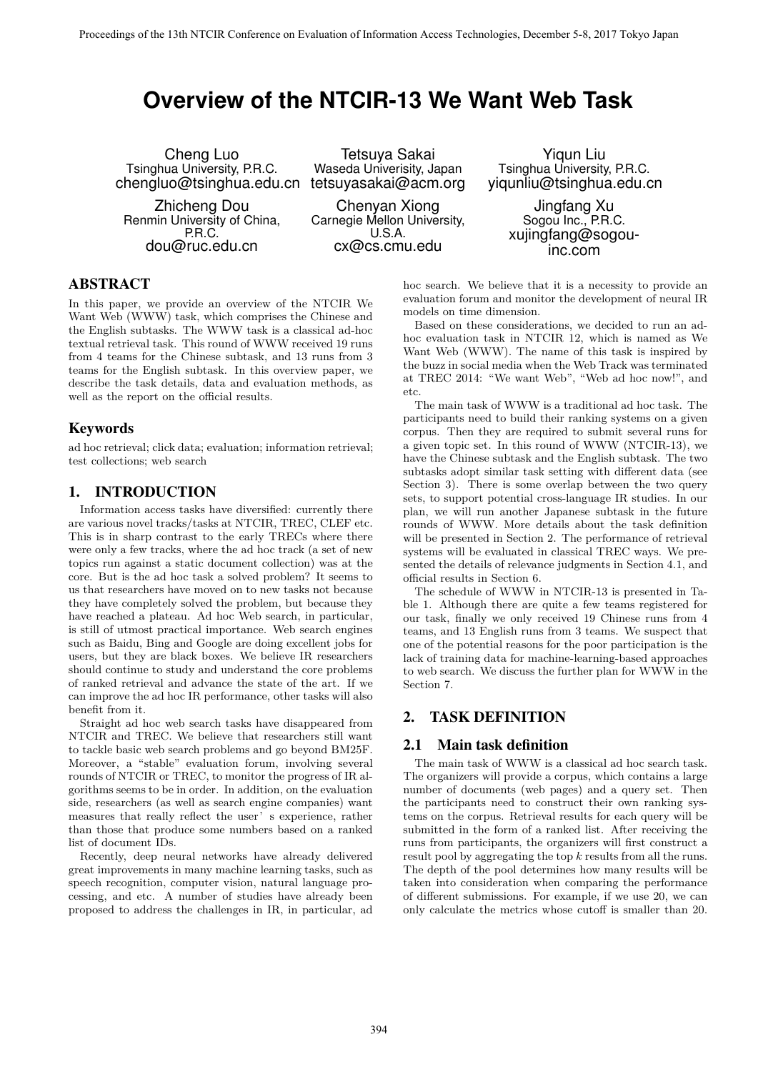# Overview of the NTCIR-13 We Want Web Task

Cheng Luo
Tsinghua University, P.R.C.
chengluo@tsinghua.edu.cn

Tetsuya Sakai
Waseda Univerisity, Japan
tetsuyasakai@acm.org

Yiqun Liu
Tsinghua University, P.R.C.
yiqunliu@tsinghua.edu.cn

Zhicheng Dou
Renmin University of China, P.R.C.
dou@ruc.edu.cn

Chenyan Xiong
Carnegie Mellon University, U.S.A.
cx@cs.cmu.edu

Jingfang Xu
Sogou Inc., P.R.C.
xujingfang@sogou-inc.com

## ABSTRACT

In this paper, we provide an overview of the NTCIR We Want Web (WWW) task, which comprises the Chinese and the English subtasks. The WWW task is a classical ad-hoc textual retrieval task. This round of WWW received 19 runs from 4 teams for the Chinese subtask, and 13 runs from 3 teams for the English subtask. In this overview paper, we describe the task details, data and evaluation methods, as well as the report on the official results.

## Keywords

ad hoc retrieval; click data; evaluation; information retrieval; test collections; web search

## 1. INTRODUCTION

Information access tasks have diversified: currently there are various novel tracks/tasks at NTCIR, TREC, CLEF etc. This is in sharp contrast to the early TRECs where there were only a few tracks, where the ad hoc track (a set of new topics run against a static document collection) was at the core. But is the ad hoc task a solved problem? It seems to us that researchers have moved on to new tasks not because they have completely solved the problem, but because they have reached a plateau. Ad hoc Web search, in particular, is still of utmost practical importance. Web search engines such as Baidu, Bing and Google are doing excellent jobs for users, but they are black boxes. We believe IR researchers should continue to study and understand the core problems of ranked retrieval and advance the state of the art. If we can improve the ad hoc IR performance, other tasks will also benefit from it.

Straight ad hoc web search tasks have disappeared from NTCIR and TREC. We believe that researchers still want to tackle basic web search problems and go beyond BM25F. Moreover, a "stable" evaluation forum, involving several rounds of NTCIR or TREC, to monitor the progress of IR algorithms seems to be in order. In addition, on the evaluation side, researchers (as well as search engine companies) want measures that really reflect the user's experience, rather than those that produce some numbers based on a ranked list of document IDs.

Recently, deep neural networks have already delivered great improvements in many machine learning tasks, such as speech recognition, computer vision, natural language processing, and etc. A number of studies have already been proposed to address the challenges in IR, in particular, ad hoc search. We believe that it is a necessity to provide an evaluation forum and monitor the development of neural IR models on time dimension.

Based on these considerations, we decided to run an ad-hoc evaluation task in NTCIR 12, which is named as We Want Web (WWW). The name of this task is inspired by the buzz in social media when the Web Track was terminated at TREC 2014: "We want Web", "Web ad hoc now!", and etc.

The main task of WWW is a traditional ad hoc task. The participants need to build their ranking systems on a given corpus. Then they are required to submit several runs for a given topic set. In this round of WWW (NTCIR-13), we have the Chinese subtask and the English subtask. The two subtasks adopt similar task setting with different data (see Section 3). There is some overlap between the two query sets, to support potential cross-language IR studies. In our plan, we will run another Japanese subtask in the future rounds of WWW. More details about the task definition will be presented in Section 2. The performance of retrieval systems will be evaluated in classical TREC ways. We presented the details of relevance judgments in Section 4.1, and official results in Section 6.

The schedule of WWW in NTCIR-13 is presented in Table 1. Although there are quite a few teams registered for our task, finally we only received 19 Chinese runs from 4 teams, and 13 English runs from 3 teams. We suspect that one of the potential reasons for the poor participation is the lack of training data for machine-learning-based approaches to web search. We discuss the further plan for WWW in the Section 7.

## 2. TASK DEFINITION

### 2.1 Main task definition

The main task of WWW is a classical ad hoc search task. The organizers will provide a corpus, which contains a large number of documents (web pages) and a query set. Then the participants need to construct their own ranking systems on the corpus. Retrieval results for each query will be submitted in the form of a ranked list. After receiving the runs from participants, the organizers will first construct a result pool by aggregating the top $k$ results from all the runs. The depth of the pool determines how many results will be taken into consideration when comparing the performance of different submissions. For example, if we use 20, we can only calculate the metrics whose cutoff is smaller than 20.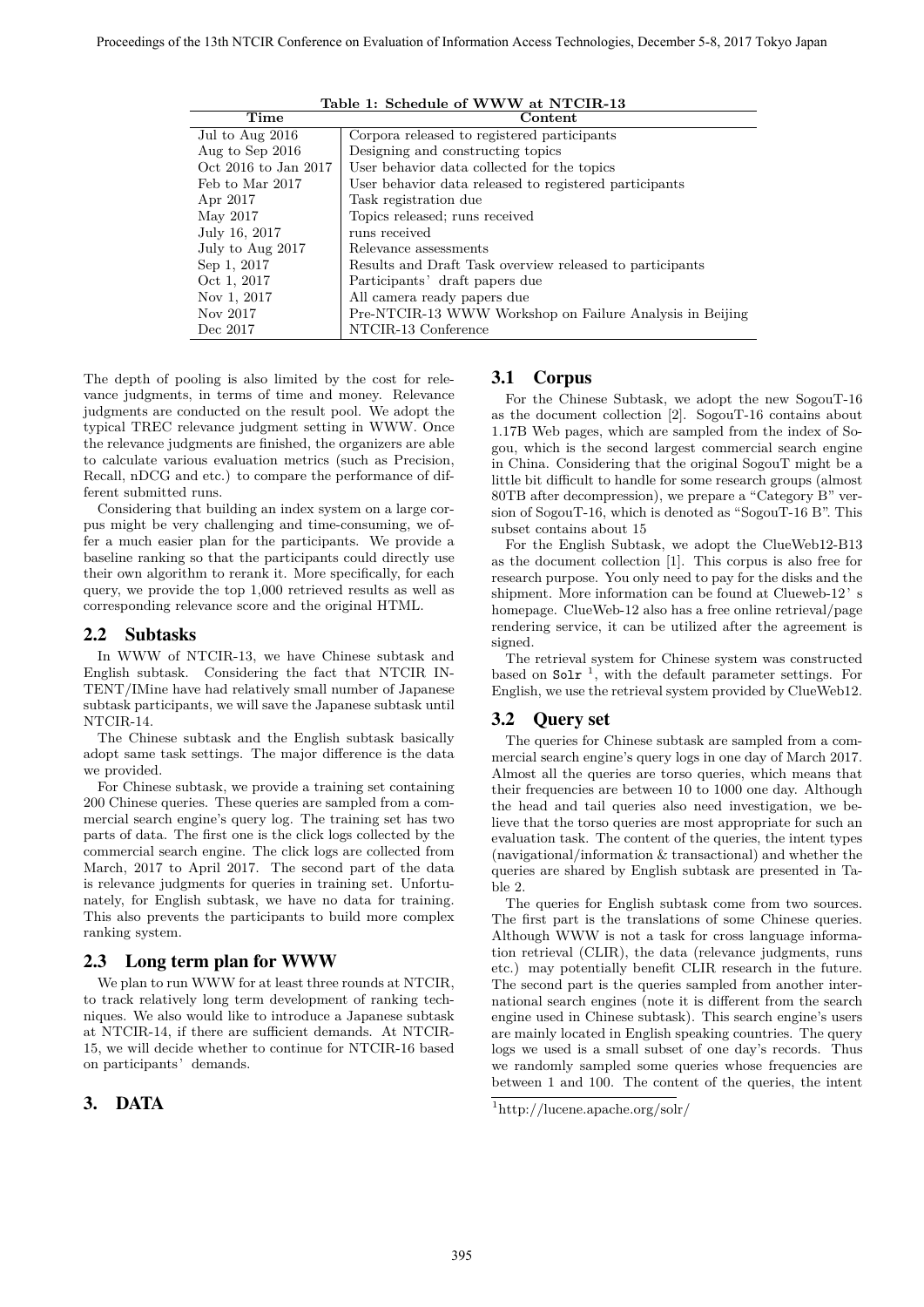**Table 1: Schedule of WWW at NTCIR-13**

| Time | Content |
|---|---|
| Jul to Aug 2016 | Corpora released to registered participants |
| Aug to Sep 2016 | Designing and constructing topics |
| Oct 2016 to Jan 2017 | User behavior data collected for the topics |
| Feb to Mar 2017 | User behavior data released to registered participants |
| Apr 2017 | Task registration due |
| May 2017 | Topics released; runs received |
| July 16, 2017 | runs received |
| July to Aug 2017 | Relevance assessments |
| Sep 1, 2017 | Results and Draft Task overview released to participants |
| Oct 1, 2017 | Participants' draft papers due |
| Nov 1, 2017 | All camera ready papers due |
| Nov 2017 | Pre-NTCIR-13 WWW Workshop on Failure Analysis in Beijing |
| Dec 2017 | NTCIR-13 Conference |

The depth of pooling is also limited by the cost for relevance judgments, in terms of time and money. Relevance judgments are conducted on the result pool. We adopt the typical TREC relevance judgment setting in WWW. Once the relevance judgments are finished, the organizers are able to calculate various evaluation metrics (such as Precision, Recall, nDCG and etc.) to compare the performance of different submitted runs.

Considering that building an index system on a large corpus might be very challenging and time-consuming, we offer a much easier plan for the participants. We provide a baseline ranking so that the participants could directly use their own algorithm to rerank it. More specifically, for each query, we provide the top 1,000 retrieved results as well as corresponding relevance score and the original HTML.

## 2.2 Subtasks

In WWW of NTCIR-13, we have Chinese subtask and English subtask. Considering the fact that NTCIR INTENT/IMine have had relatively small number of Japanese subtask participants, we will save the Japanese subtask until NTCIR-14.

The Chinese subtask and the English subtask basically adopt same task settings. The major difference is the data we provided.

For Chinese subtask, we provide a training set containing 200 Chinese queries. These queries are sampled from a commercial search engine's query log. The training set has two parts of data. The first one is the click logs collected by the commercial search engine. The click logs are collected from March, 2017 to April 2017. The second part of the data is relevance judgments for queries in training set. Unfortunately, for English subtask, we have no data for training. This also prevents the participants to build more complex ranking system.

## 2.3 Long term plan for WWW

We plan to run WWW for at least three rounds at NTCIR, to track relatively long term development of ranking techniques. We also would like to introduce a Japanese subtask at NTCIR-14, if there are sufficient demands. At NTCIR-15, we will decide whether to continue for NTCIR-16 based on participants' demands.

# 3. DATA

## 3.1 Corpus

For the Chinese Subtask, we adopt the new SogouT-16 as the document collection [2]. SogouT-16 contains about 1.17B Web pages, which are sampled from the index of Sogou, which is the second largest commercial search engine in China. Considering that the original SogouT might be a little bit difficult to handle for some research groups (almost 80TB after decompression), we prepare a "Category B" version of SogouT-16, which is denoted as "SogouT-16 B". This subset contains about 15

For the English Subtask, we adopt the ClueWeb12-B13 as the document collection [1]. This corpus is also free for research purpose. You only need to pay for the disks and the shipment. More information can be found at Clueweb-12's homepage. ClueWeb-12 also has a free online retrieval/page rendering service, it can be utilized after the agreement is signed.

The retrieval system for Chinese system was constructed based on `Solr` [1], with the default parameter settings. For English, we use the retrieval system provided by ClueWeb12.

## 3.2 Query set

The queries for Chinese subtask are sampled from a commercial search engine's query logs in one day of March 2017. Almost all the queries are torso queries, which means that their frequencies are between 10 to 1000 one day. Although the head and tail queries also need investigation, we believe that the torso queries are most appropriate for such an evaluation task. The content of the queries, the intent types (navigational/information & transactional) and whether the queries are shared by English subtask are presented in Table 2.

The queries for English subtask come from two sources. The first part is the translations of some Chinese queries. Although WWW is not a task for cross language information retrieval (CLIR), the data (relevance judgments, runs etc.) may potentially benefit CLIR research in the future. The second part is the queries sampled from another international search engines (note it is different from the search engine used in Chinese subtask). This search engine's users are mainly located in English speaking countries. The query logs we used is a small subset of one day's records. Thus we randomly sampled some queries whose frequencies are between 1 and 100. The content of the queries, the intent

[1] http://lucene.apache.org/solr/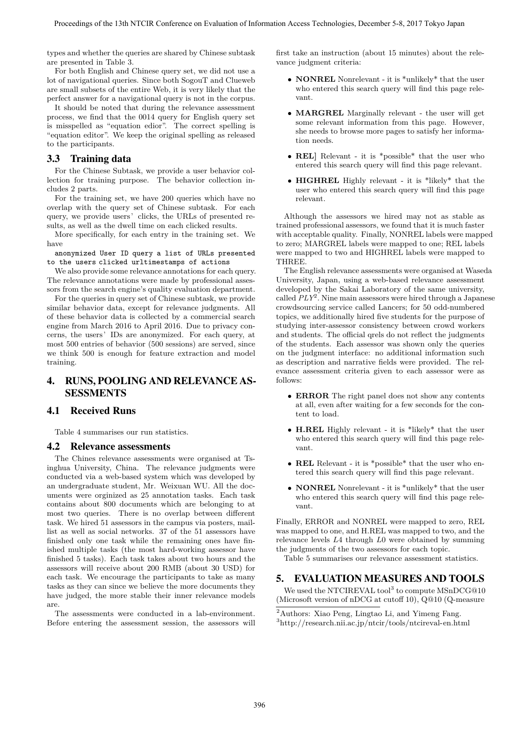types and whether the queries are shared by Chinese subtask are presented in Table 3.

For both English and Chinese query set, we did not use a lot of navigational queries. Since both SogouT and Clueweb are small subsets of the entire Web, it is very likely that the perfect answer for a navigational query is not in the corpus.

It should be noted that during the relevance assessment process, we find that the 0014 query for English query set is misspelled as "equation edior". The correct spelling is "equation editor". We keep the original spelling as released to the participants.

## 3.3 Training data

For the Chinese Subtask, we provide a user behavior collection for training purpose. The behavior collection includes 2 parts.

For the training set, we have 200 queries which have no overlap with the query set of Chinese subtask. For each query, we provide users' clicks, the URLs of presented results, as well as the dwell time on each clicked results.

More specifically, for each entry in the training set. We have

`anonymized User ID query a list of URLs presented to the users clicked urltimestamps of actions`

We also provide some relevance annotations for each query. The relevance annotations were made by professional assessors from the search engine's quality evaluation department.

For the queries in query set of Chinese subtask, we provide similar behavior data, except for relevance judgments. All of these behavior data is collected by a commercial search engine from March 2016 to April 2016. Due to privacy concerns, the users' IDs are anonymized. For each query, at most 500 entries of behavior (500 sessions) are served, since we think 500 is enough for feature extraction and model training.

# 4. RUNS, POOLING AND RELEVANCE ASSESSMENTS

## 4.1 Received Runs

Table 4 summarises our run statistics.

## 4.2 Relevance assessments

The Chines relevance assessments were organised at Tsinghua University, China. The relevance judgments were conducted via a web-based system which was developed by an undergraduate student, Mr. Weixuan WU. All the documents were orginized as 25 annotation tasks. Each task contains about 800 documents which are belonging to at most two queries. There is no overlap between different task. We hired 51 assessors in the campus via posters, maillist as well as social networks. 37 of the 51 assessors have finished only one task while the remaining ones have finished multiple tasks (the most hard-working assessor have finished 5 tasks). Each task takes about two hours and the assessors will receive about 200 RMB (about 30 USD) for each task. We encourage the participants to take as many tasks as they can since we believe the more documents they have judged, the more stable their inner relevance models are.

The assessments were conducted in a lab-environment. Before entering the assessment session, the assessors will first take an instruction (about 15 minutes) about the relevance judgment criteria:

- **NONREL** Nonrelevant - it is *unlikely* that the user who entered this search query will find this page relevant.
- **MARGREL** Marginally relevant - the user will get some relevant information from this page. However, she needs to browse more pages to satisfy her information needs.
- **REL**] Relevant - it is *possible* that the user who entered this search query will find this page relevant.
- **HIGHREL** Highly relevant - it is *likely* that the user who entered this search query will find this page relevant.

Although the assessors we hired may not as stable as trained professional assessors, we found that it is much faster with acceptable quality. Finally, NONREL labels were mapped to zero; MARGREL labels were mapped to one; REL labels were mapped to two and HIGHREL labels were mapped to THREE.

The English relevance assessments were organised at Waseda University, Japan, using a web-based relevance assessment developed by the Sakai Laboratory of the same university, called *PLY*[2]. Nine main assessors were hired through a Japanese crowdsourcing service called Lancers; for 50 odd-numbered topics, we additionally hired five students for the purpose of studying inter-assessor consistency between crowd workers and students. The official qrels do not reflect the judgments of the students. Each assessor was shown only the queries on the judgment interface: no additional information such as description and narrative fields were provided. The relevance assessment criteria given to each assessor were as follows:

- **ERROR** The right panel does not show any contents at all, even after waiting for a few seconds for the content to load.
- **H.REL** Highly relevant - it is *likely* that the user who entered this search query will find this page relevant.
- **REL** Relevant - it is *possible* that the user who entered this search query will find this page relevant.
- **NONREL** Nonrelevant - it is *unlikely* that the user who entered this search query will find this page relevant.

Finally, ERROR and NONREL were mapped to zero, REL was mapped to one, and H.REL was mapped to two, and the relevance levels $L4$ through $L0$ were obtained by summing the judgments of the two assessors for each topic.

Table 5 summarises our relevance assessment statistics.

# 5. EVALUATION MEASURES AND TOOLS

We used the NTCIREVAL tool[3] to compute MSnDCG@10 (Microsoft version of nDCG at cutoff 10), Q@10 (Q-measure

[2] Authors: Xiao Peng, Lingtao Li, and Yimeng Fang.

[3] http://research.nii.ac.jp/ntcir/tools/ntcireval-en.html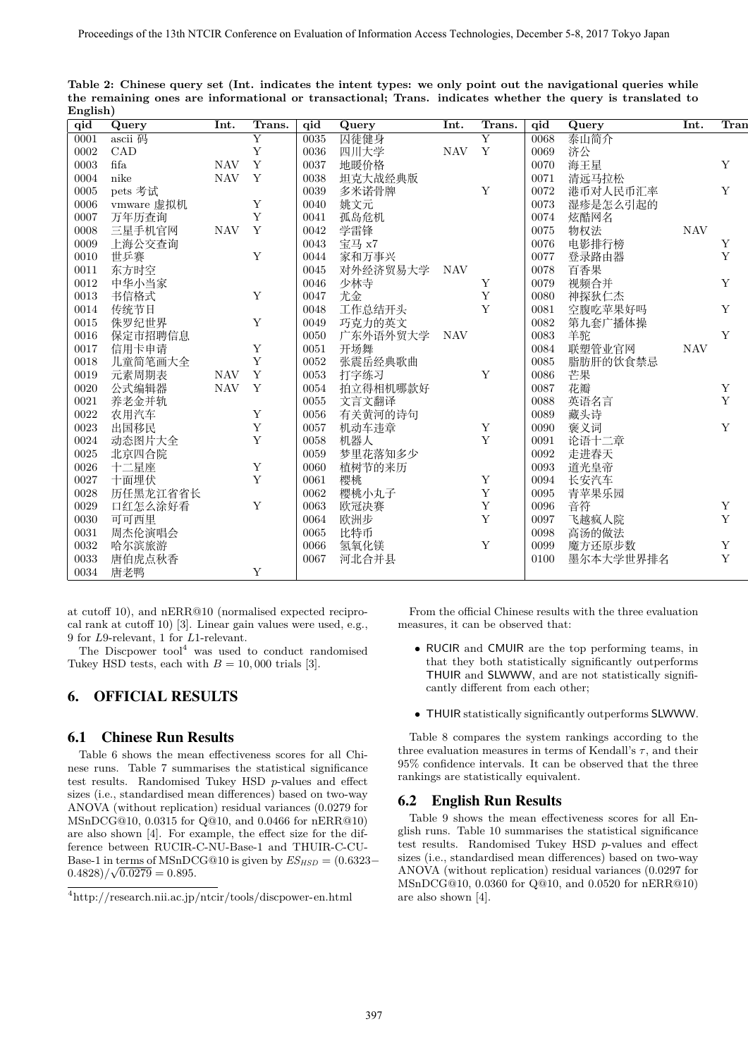**Table 2: Chinese query set (Int. indicates the intent types: we only point out the navigational queries while the remaining ones are informational or transactional; Trans. indicates whether the query is translated to English)**

| qid | Query | Int. | Trans. | qid | Query | Int. | Trans. | qid | Query | Int. | Trans. |
|---|---|---|---|---|---|---|---|---|---|---|---|
| 0001 | ascii 码 | | Y | 0035 | 囚徒健身 | | Y | 0068 | 泰山简介 | | |
| 0002 | CAD | | Y | 0036 | 四川大学 | NAV | Y | 0069 | 济公 | | |
| 0003 | fifa | NAV | Y | 0037 | 地暖价格 | | | 0070 | 海王星 | | Y |
| 0004 | nike | NAV | Y | 0038 | 坦克大战经典版 | | | 0071 | 清远马拉松 | | |
| 0005 | pets 考试 | | | 0039 | 多米诺骨牌 | | Y | 0072 | 港币对人民币汇率 | | Y |
| 0006 | vmware 虚拟机 | | Y | 0040 | 姚文元 | | | 0073 | 湿疹是怎么引起的 | | |
| 0007 | 万年历查询 | | Y | 0041 | 孤岛危机 | | | 0074 | 炫酷网名 | | |
| 0008 | 三星手机官网 | NAV | Y | 0042 | 学雷锋 | | | 0075 | 物权法 | NAV | |
| 0009 | 上海公交查询 | | | 0043 | 宝马 x7 | | | 0076 | 电影排行榜 | | Y |
| 0010 | 世乒赛 | | Y | 0044 | 家和万事兴 | | | 0077 | 登录路由器 | | Y |
| 0011 | 东方时空 | | | 0045 | 对外经济贸易大学 | NAV | | 0078 | 百香果 | | |
| 0012 | 中华小当家 | | | 0046 | 少林寺 | | Y | 0079 | 视频合并 | | Y |
| 0013 | 书信格式 | | Y | 0047 | 尤金 | | Y | 0080 | 神探狄仁杰 | | |
| 0014 | 传统节日 | | | 0048 | 工作总结开头 | | Y | 0081 | 空腹吃苹果好吗 | | Y |
| 0015 | 侏罗纪世界 | | Y | 0049 | 巧克力的英文 | | | 0082 | 第九套广播体操 | | |
| 0016 | 保定市招聘信息 | | | 0050 | 广东外语外贸大学 | NAV | | 0083 | 羊驼 | | Y |
| 0017 | 信用卡申请 | | Y | 0051 | 开场舞 | | | 0084 | 联塑管业官网 | NAV | |
| 0018 | 儿童简笔画大全 | | Y | 0052 | 张震岳经典歌曲 | | | 0085 | 脂肪肝的饮食禁忌 | | |
| 0019 | 元素周期表 | NAV | Y | 0053 | 打字练习 | | Y | 0086 | 芒果 | | |
| 0020 | 公式编辑器 | NAV | Y | 0054 | 拍立得相机哪款好 | | | 0087 | 花瓣 | | Y |
| 0021 | 养老金并轨 | | | 0055 | 文言文翻译 | | | 0088 | 英语名言 | | Y |
| 0022 | 农用汽车 | | Y | 0056 | 有关黄河的诗句 | | | 0089 | 藏头诗 | | |
| 0023 | 出国移民 | | Y | 0057 | 机动车违章 | | Y | 0090 | 褒义词 | | Y |
| 0024 | 动态图片大全 | | Y | 0058 | 机器人 | | Y | 0091 | 论语十二章 | | |
| 0025 | 北京四合院 | | | 0059 | 梦里花落知多少 | | | 0092 | 走进春天 | | |
| 0026 | 十二星座 | | Y | 0060 | 植树节的来历 | | | 0093 | 道光皇帝 | | |
| 0027 | 十面埋伏 | | Y | 0061 | 樱桃 | | Y | 0094 | 长安汽车 | | |
| 0028 | 历任黑龙江省省长 | | | 0062 | 樱桃小丸子 | | Y | 0095 | 青苹果乐园 | | |
| 0029 | 口红怎么涂好看 | | Y | 0063 | 欧冠决赛 | | Y | 0096 | 音符 | | Y |
| 0030 | 可可西里 | | | 0064 | 欧洲步 | | Y | 0097 | 飞越疯人院 | | Y |
| 0031 | 周杰伦演唱会 | | | 0065 | 比特币 | | | 0098 | 高汤的做法 | | |
| 0032 | 哈尔滨旅游 | | | 0066 | 氢氧化镁 | | Y | 0099 | 魔方还原步数 | | Y |
| 0033 | 唐伯虎点秋香 | | | 0067 | 河北合并县 | | | 0100 | 墨尔本大学世界排名 | | Y |
| 0034 | 唐老鸭 | | Y | | | | | | | | |

at cutoff 10), and nERR@10 (normalised expected reciprocal rank at cutoff 10) [3]. Linear gain values were used, e.g., 9 for $L9$-relevant, 1 for $L1$-relevant.

The Discpower tool[4] was used to conduct randomised Tukey HSD tests, each with $B = 10,000$ trials [3].

## 6. OFFICIAL RESULTS

### 6.1 Chinese Run Results

Table 6 shows the mean effectiveness scores for all Chinese runs. Table 7 summarises the statistical significance test results. Randomised Tukey HSD $p$-values and effect sizes (i.e., standardised mean differences) based on two-way ANOVA (without replication) residual variances (0.0279 for MSnDCG@10, 0.0315 for Q@10, and 0.0466 for nERR@10) are also shown [4]. For example, the effect size for the difference between RUCIR-C-NU-Base-1 and THUIR-C-CU-Base-1 in terms of MSnDCG@10 is given by $ES_{HSD} = (0.6323 - 0.4828)/\sqrt{0.0279} = 0.895$.

[4]http://research.nii.ac.jp/ntcir/tools/discpower-en.html

From the official Chinese results with the three evaluation measures, it can be observed that:

- RUCIR and CMUIR are the top performing teams, in that they both statistically significantly outperforms THUIR and SLWWW, and are not statistically significantly different from each other;
- THUIR statistically significantly outperforms SLWWW.

Table 8 compares the system rankings according to the three evaluation measures in terms of Kendall's $\tau$, and their 95% confidence intervals. It can be observed that the three rankings are statistically equivalent.

### 6.2 English Run Results

Table 9 shows the mean effectiveness scores for all English runs. Table 10 summarises the statistical significance test results. Randomised Tukey HSD $p$-values and effect sizes (i.e., standardised mean differences) based on two-way ANOVA (without replication) residual variances (0.0297 for MSnDCG@10, 0.0360 for Q@10, and 0.0520 for nERR@10) are also shown [4].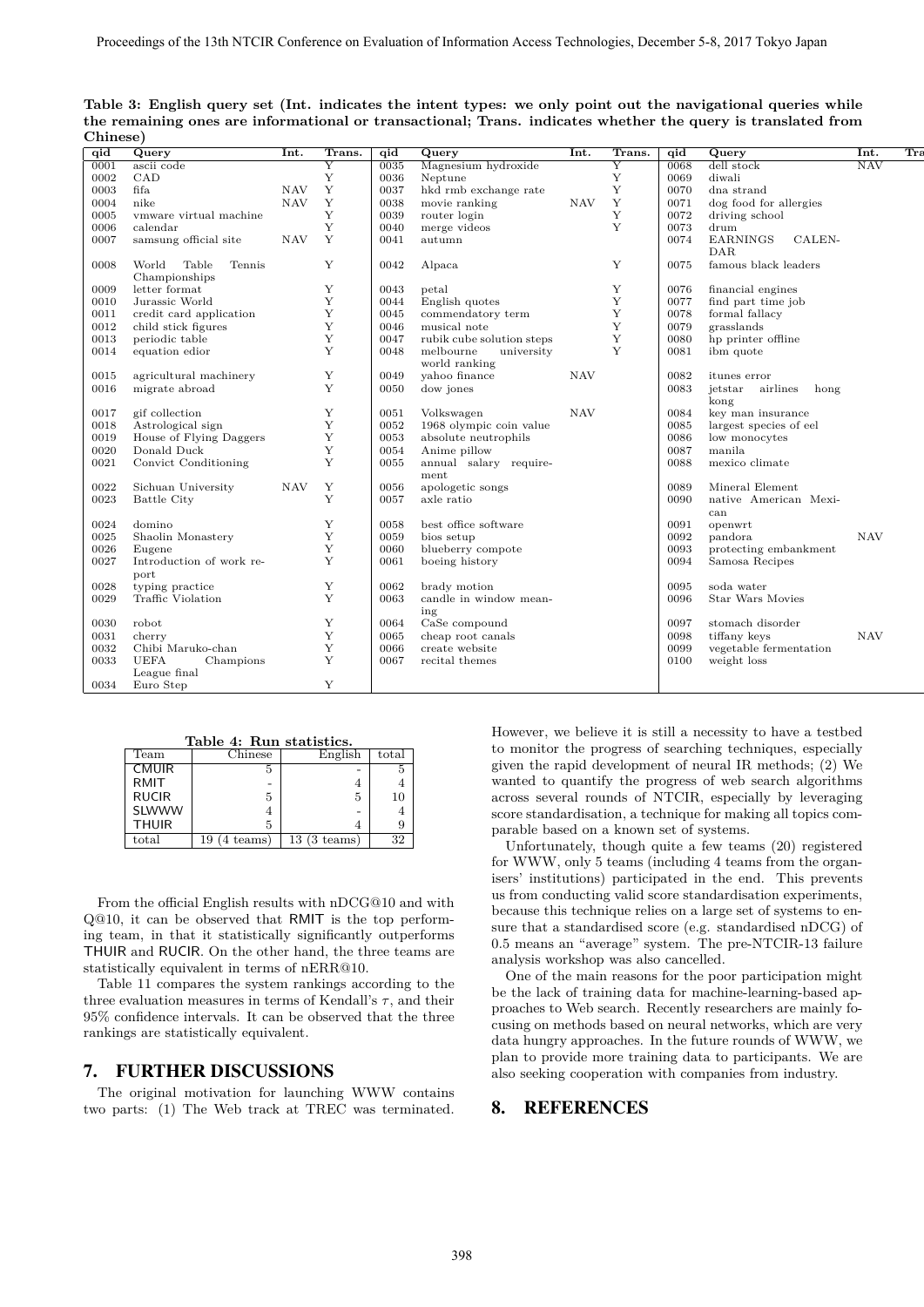**Table 3: English query set (Int. indicates the intent types: we only point out the navigational queries while the remaining ones are informational or transactional; Trans. indicates whether the query is translated from Chinese)**

| qid | Query | Int. | Trans. | qid | Query | Int. | Trans. | qid | Query | Int. | Trans. |
|---|---|---|---|---|---|---|---|---|---|---|---|
| 0001 | ascii code | | Y | 0035 | Magnesium hydroxide | | Y | 0068 | dell stock | NAV | |
| 0002 | CAD | | Y | 0036 | Neptune | | Y | 0069 | diwali | | |
| 0003 | fifa | NAV | Y | 0037 | hkd rmb exchange rate | | Y | 0070 | dna strand | | |
| 0004 | nike | NAV | Y | 0038 | movie ranking | NAV | Y | 0071 | dog food for allergies | | |
| 0005 | vmware virtual machine | | Y | 0039 | router login | | Y | 0072 | driving school | | |
| 0006 | calendar | | Y | 0040 | merge videos | | Y | 0073 | drum | | |
| 0007 | samsung official site | NAV | Y | 0041 | autumn | | | 0074 | EARNINGS CALENDAR | | |
| 0008 | World Table Tennis Championships | | Y | 0042 | Alpaca | | Y | 0075 | famous black leaders | | |
| 0009 | letter format | | Y | 0043 | petal | | Y | 0076 | financial engines | | |
| 0010 | Jurassic World | | Y | 0044 | English quotes | | Y | 0077 | find part time job | | |
| 0011 | credit card application | | Y | 0045 | commendatory term | | Y | 0078 | formal fallacy | | |
| 0012 | child stick figures | | Y | 0046 | musical note | | Y | 0079 | grasslands | | |
| 0013 | periodic table | | Y | 0047 | rubik cube solution steps | | Y | 0080 | hp printer offline | | |
| 0014 | equation edior | | Y | 0048 | melbourne university world ranking | | Y | 0081 | ibm quote | | |
| 0015 | agricultural machinery | | Y | 0049 | yahoo finance | NAV | | 0082 | itunes error | | |
| 0016 | migrate abroad | | Y | 0050 | dow jones | | | 0083 | jetstar airlines hong kong | | |
| 0017 | gif collection | | Y | 0051 | Volkswagen | NAV | | 0084 | key man insurance | | |
| 0018 | Astrological sign | | Y | 0052 | 1968 olympic coin value | | | 0085 | largest species of eel | | |
| 0019 | House of Flying Daggers | | Y | 0053 | absolute neutrophils | | | 0086 | low monocytes | | |
| 0020 | Donald Duck | | Y | 0054 | Anime pillow | | | 0087 | manila | | |
| 0021 | Convict Conditioning | | Y | 0055 | annual salary requirement | | | 0088 | mexico climate | | |
| 0022 | Sichuan University | NAV | Y | 0056 | apologetic songs | | | 0089 | Mineral Element | | |
| 0023 | Battle City | | Y | 0057 | axle ratio | | | 0090 | native American Mexican | | |
| 0024 | domino | | Y | 0058 | best office software | | | 0091 | openwrt | | |
| 0025 | Shaolin Monastery | | Y | 0059 | bios setup | | | 0092 | pandora | NAV | |
| 0026 | Eugene | | Y | 0060 | blueberry compote | | | 0093 | protecting embankment | | |
| 0027 | Introduction of work report | | Y | 0061 | boeing history | | | 0094 | Samosa Recipes | | |
| 0028 | typing practice | | Y | 0062 | brady motion | | | 0095 | soda water | | |
| 0029 | Traffic Violation | | Y | 0063 | candle in window meaning | | | 0096 | Star Wars Movies | | |
| 0030 | robot | | Y | 0064 | CaSe compound | | | 0097 | stomach disorder | | |
| 0031 | cherry | | Y | 0065 | cheap root canals | | | 0098 | tiffany keys | NAV | |
| 0032 | Chibi Maruko-chan | | Y | 0066 | create website | | | 0099 | vegetable fermentation | | |
| 0033 | UEFA Champions League final | | Y | 0067 | recital themes | | | 0100 | weight loss | | |
| 0034 | Euro Step | | Y | | | | | | | | |

**Table 4: Run statistics.**

| Team | Chinese | English | total |
|---|---|---|---|
| CMUIR | 5 | - | 5 |
| RMIT | - | 4 | 4 |
| RUCIR | 5 | 5 | 10 |
| SLWWW | 4 | - | 4 |
| THUIR | 5 | 4 | 9 |
| total | 19 (4 teams) | 13 (3 teams) | 32 |

From the official English results with nDCG@10 and with Q@10, it can be observed that RMIT is the top performing team, in that it statistically significantly outperforms THUIR and RUCIR. On the other hand, the three teams are statistically equivalent in terms of nERR@10.

Table 11 compares the system rankings according to the three evaluation measures in terms of Kendall's $\tau$, and their 95% confidence intervals. It can be observed that the three rankings are statistically equivalent.

## 7. FURTHER DISCUSSIONS

The original motivation for launching WWW contains two parts: (1) The Web track at TREC was terminated. However, we believe it is still a necessity to have a testbed to monitor the progress of searching techniques, especially given the rapid development of neural IR methods; (2) We wanted to quantify the progress of web search algorithms across several rounds of NTCIR, especially by leveraging score standardisation, a technique for making all topics comparable based on a known set of systems.

Unfortunately, though quite a few teams (20) registered for WWW, only 5 teams (including 4 teams from the organisers' institutions) participated in the end. This prevents us from conducting valid score standardisation experiments, because this technique relies on a large set of systems to ensure that a standardised score (e.g. standardised nDCG) of 0.5 means an "average" system. The pre-NTCIR-13 failure analysis workshop was also cancelled.

One of the main reasons for the poor participation might be the lack of training data for machine-learning-based approaches to Web search. Recently researchers are mainly focusing on methods based on neural networks, which are very data hungry approaches. In the future rounds of WWW, we plan to provide more training data to participants. We are also seeking cooperation with companies from industry.

## 8. REFERENCES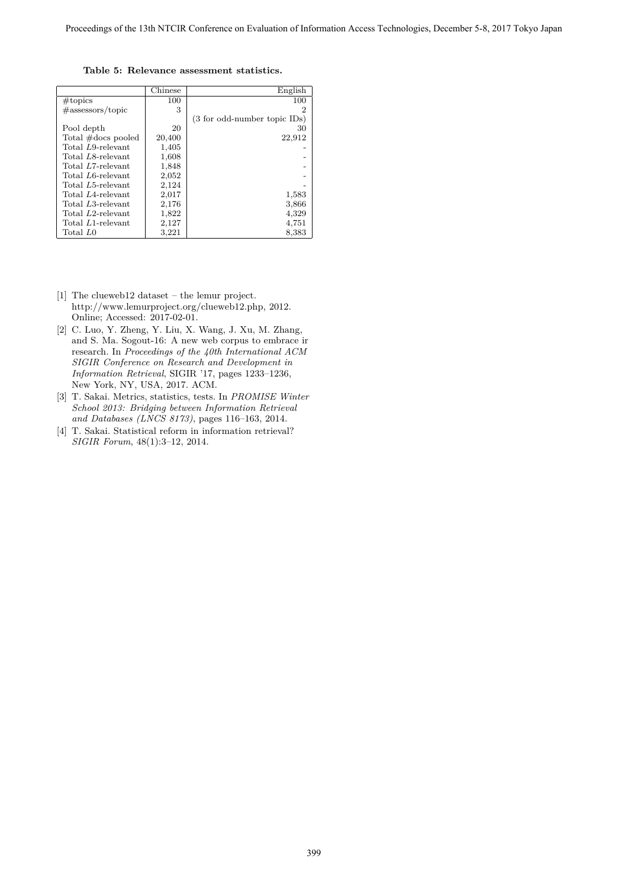**Table 5: Relevance assessment statistics.**

| | Chinese | English |
|---|---|---|
| #topics | 100 | 100 |
| #assessors/topic | 3 | 2 (3 for odd-number topic IDs) |
| Pool depth | 20 | 30 |
| Total #docs pooled | 20,400 | 22,912 |
| Total $L9$-relevant | 1,405 | - |
| Total $L8$-relevant | 1,608 | - |
| Total $L7$-relevant | 1,848 | - |
| Total $L6$-relevant | 2,052 | - |
| Total $L5$-relevant | 2,124 | - |
| Total $L4$-relevant | 2,017 | 1,583 |
| Total $L3$-relevant | 2,176 | 3,866 |
| Total $L2$-relevant | 1,822 | 4,329 |
| Total $L1$-relevant | 2,127 | 4,751 |
| Total $L0$ | 3,221 | 8,383 |

[1] The clueweb12 dataset – the lemur project. http://www.lemurproject.org/clueweb12.php, 2012. Online; Accessed: 2017-02-01.

[2] C. Luo, Y. Zheng, Y. Liu, X. Wang, J. Xu, M. Zhang, and S. Ma. Sogout-16: A new web corpus to embrace ir research. In *Proceedings of the 40th International ACM SIGIR Conference on Research and Development in Information Retrieval*, SIGIR '17, pages 1233–1236, New York, NY, USA, 2017. ACM.

[3] T. Sakai. Metrics, statistics, tests. In *PROMISE Winter School 2013: Bridging between Information Retrieval and Databases (LNCS 8173)*, pages 116–163, 2014.

[4] T. Sakai. Statistical reform in information retrieval? *SIGIR Forum*, 48(1):3–12, 2014.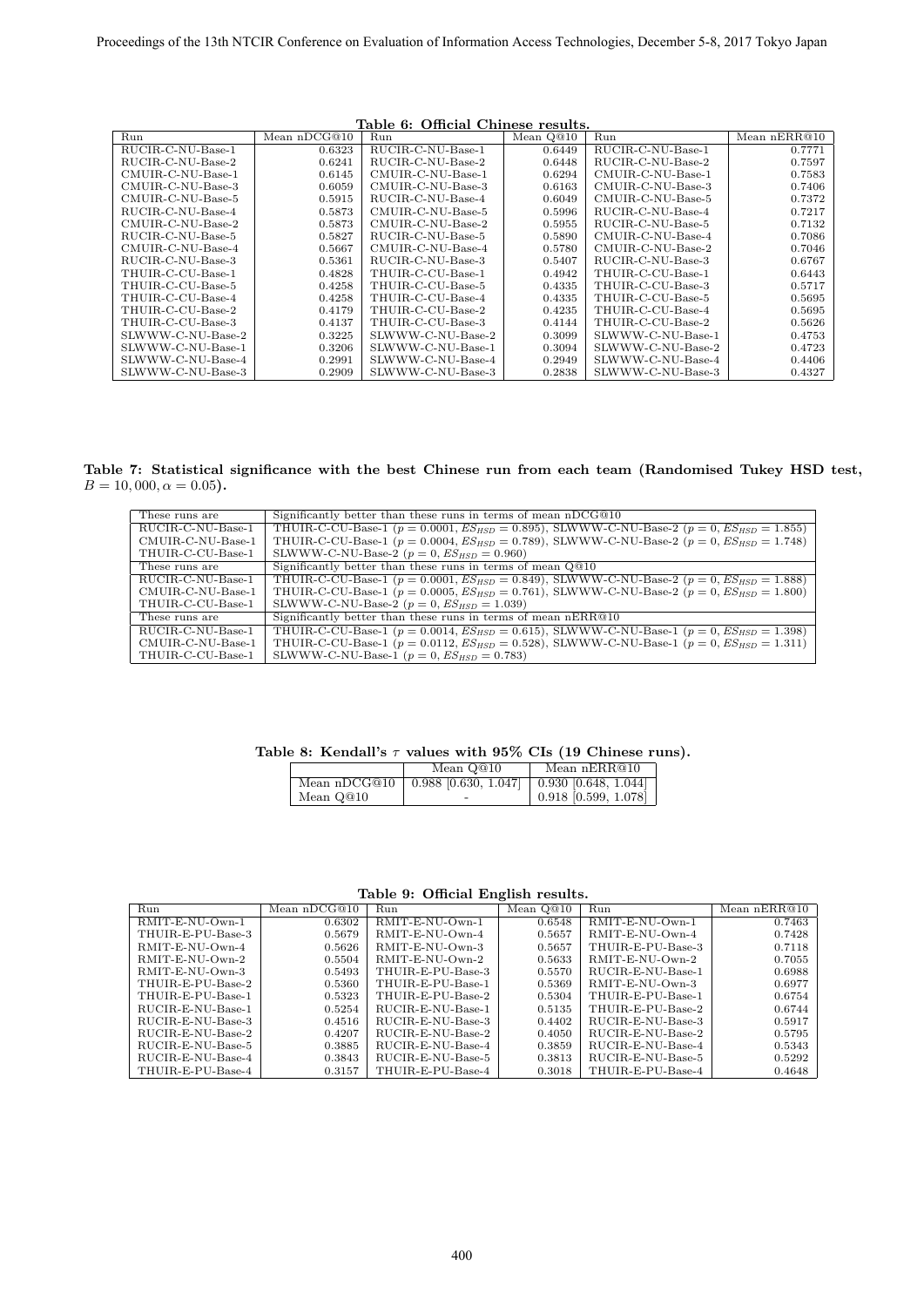**Table 6: Official Chinese results.**

| Run | Mean nDCG@10 | Run | Mean Q@10 | Run | Mean nERR@10 |
|---|---|---|---|---|---|
| RUCIR-C-NU-Base-1 | 0.6323 | RUCIR-C-NU-Base-1 | 0.6449 | RUCIR-C-NU-Base-1 | 0.7771 |
| RUCIR-C-NU-Base-2 | 0.6241 | RUCIR-C-NU-Base-2 | 0.6448 | RUCIR-C-NU-Base-2 | 0.7597 |
| CMUIR-C-NU-Base-1 | 0.6145 | CMUIR-C-NU-Base-1 | 0.6294 | CMUIR-C-NU-Base-1 | 0.7583 |
| CMUIR-C-NU-Base-3 | 0.6059 | CMUIR-C-NU-Base-3 | 0.6163 | CMUIR-C-NU-Base-3 | 0.7406 |
| CMUIR-C-NU-Base-5 | 0.5915 | RUCIR-C-NU-Base-4 | 0.6049 | CMUIR-C-NU-Base-5 | 0.7372 |
| RUCIR-C-NU-Base-4 | 0.5873 | CMUIR-C-NU-Base-5 | 0.5996 | RUCIR-C-NU-Base-4 | 0.7217 |
| CMUIR-C-NU-Base-2 | 0.5873 | CMUIR-C-NU-Base-2 | 0.5955 | RUCIR-C-NU-Base-5 | 0.7132 |
| RUCIR-C-NU-Base-5 | 0.5827 | RUCIR-C-NU-Base-5 | 0.5890 | CMUIR-C-NU-Base-4 | 0.7086 |
| CMUIR-C-NU-Base-4 | 0.5667 | CMUIR-C-NU-Base-4 | 0.5780 | CMUIR-C-NU-Base-2 | 0.7046 |
| RUCIR-C-NU-Base-3 | 0.5361 | RUCIR-C-NU-Base-3 | 0.5407 | RUCIR-C-NU-Base-3 | 0.6767 |
| THUIR-C-CU-Base-1 | 0.4828 | THUIR-C-CU-Base-1 | 0.4942 | THUIR-C-CU-Base-1 | 0.6443 |
| THUIR-C-CU-Base-5 | 0.4258 | THUIR-C-CU-Base-5 | 0.4335 | THUIR-C-CU-Base-3 | 0.5717 |
| THUIR-C-CU-Base-4 | 0.4258 | THUIR-C-CU-Base-4 | 0.4335 | THUIR-C-CU-Base-5 | 0.5695 |
| THUIR-C-CU-Base-2 | 0.4179 | THUIR-C-CU-Base-2 | 0.4235 | THUIR-C-CU-Base-4 | 0.5695 |
| THUIR-C-CU-Base-3 | 0.4137 | THUIR-C-CU-Base-3 | 0.4144 | THUIR-C-CU-Base-2 | 0.5626 |
| SLWWW-C-NU-Base-2 | 0.3225 | SLWWW-C-NU-Base-2 | 0.3099 | SLWWW-C-NU-Base-1 | 0.4753 |
| SLWWW-C-NU-Base-1 | 0.3206 | SLWWW-C-NU-Base-1 | 0.3094 | SLWWW-C-NU-Base-2 | 0.4723 |
| SLWWW-C-NU-Base-4 | 0.2991 | SLWWW-C-NU-Base-4 | 0.2949 | SLWWW-C-NU-Base-4 | 0.4406 |
| SLWWW-C-NU-Base-3 | 0.2909 | SLWWW-C-NU-Base-3 | 0.2838 | SLWWW-C-NU-Base-3 | 0.4327 |

**Table 7: Statistical significance with the best Chinese run from each team (Randomised Tukey HSD test, $B = 10,000, \alpha = 0.05$).**

| These runs are | Significantly better than these runs in terms of mean nDCG@10 |
|---|---|
| RUCIR-C-NU-Base-1 | THUIR-C-CU-Base-1 ($p = 0.0001$, $ES_{HSD} = 0.895$), SLWWW-C-NU-Base-2 ($p = 0$, $ES_{HSD} = 1.855$) |
| CMUIR-C-NU-Base-1 | THUIR-C-CU-Base-1 ($p = 0.0004$, $ES_{HSD} = 0.789$), SLWWW-C-NU-Base-2 ($p = 0$, $ES_{HSD} = 1.748$) |
| THUIR-C-CU-Base-1 | SLWWW-C-NU-Base-2 ($p = 0$, $ES_{HSD} = 0.960$) |
| **These runs are** | **Significantly better than these runs in terms of mean Q@10** |
| RUCIR-C-NU-Base-1 | THUIR-C-CU-Base-1 ($p = 0.0001$, $ES_{HSD} = 0.849$), SLWWW-C-NU-Base-2 ($p = 0$, $ES_{HSD} = 1.888$) |
| CMUIR-C-NU-Base-1 | THUIR-C-CU-Base-1 ($p = 0.0005$, $ES_{HSD} = 0.761$), SLWWW-C-NU-Base-2 ($p = 0$, $ES_{HSD} = 1.800$) |
| THUIR-C-CU-Base-1 | SLWWW-C-NU-Base-2 ($p = 0$, $ES_{HSD} = 1.039$) |
| **These runs are** | **Significantly better than these runs in terms of mean nERR@10** |
| RUCIR-C-NU-Base-1 | THUIR-C-CU-Base-1 ($p = 0.0014$, $ES_{HSD} = 0.615$), SLWWW-C-NU-Base-1 ($p = 0$, $ES_{HSD} = 1.398$) |
| CMUIR-C-NU-Base-1 | THUIR-C-CU-Base-1 ($p = 0.0112$, $ES_{HSD} = 0.528$), SLWWW-C-NU-Base-1 ($p = 0$, $ES_{HSD} = 1.311$) |
| THUIR-C-CU-Base-1 | SLWWW-C-NU-Base-1 ($p = 0$, $ES_{HSD} = 0.783$) |

**Table 8: Kendall's $\tau$ values with 95% CIs (19 Chinese runs).**

| | Mean Q@10 | Mean nERR@10 |
|---|---|---|
| Mean nDCG@10 | 0.988 [0.630, 1.047] | 0.930 [0.648, 1.044] |
| Mean Q@10 | - | 0.918 [0.599, 1.078] |

**Table 9: Official English results.**

| Run | Mean nDCG@10 | Run | Mean Q@10 | Run | Mean nERR@10 |
|---|---|---|---|---|---|
| RMIT-E-NU-Own-1 | 0.6302 | RMIT-E-NU-Own-1 | 0.6548 | RMIT-E-NU-Own-1 | 0.7463 |
| THUIR-E-PU-Base-3 | 0.5679 | RMIT-E-NU-Own-4 | 0.5657 | RMIT-E-NU-Own-4 | 0.7428 |
| RMIT-E-NU-Own-4 | 0.5626 | RMIT-E-NU-Own-3 | 0.5657 | THUIR-E-PU-Base-3 | 0.7118 |
| RMIT-E-NU-Own-2 | 0.5504 | RMIT-E-NU-Own-2 | 0.5633 | RMIT-E-NU-Own-2 | 0.7055 |
| RMIT-E-NU-Own-3 | 0.5493 | THUIR-E-PU-Base-3 | 0.5570 | RUCIR-E-NU-Base-1 | 0.6988 |
| THUIR-E-PU-Base-2 | 0.5360 | THUIR-E-PU-Base-1 | 0.5369 | RMIT-E-NU-Own-3 | 0.6977 |
| THUIR-E-PU-Base-1 | 0.5323 | THUIR-E-PU-Base-2 | 0.5304 | THUIR-E-PU-Base-1 | 0.6754 |
| RUCIR-E-NU-Base-1 | 0.5254 | RUCIR-E-NU-Base-1 | 0.5135 | THUIR-E-PU-Base-2 | 0.6744 |
| RUCIR-E-NU-Base-3 | 0.4516 | RUCIR-E-NU-Base-3 | 0.4402 | RUCIR-E-NU-Base-3 | 0.5917 |
| RUCIR-E-NU-Base-2 | 0.4207 | RUCIR-E-NU-Base-2 | 0.4050 | RUCIR-E-NU-Base-2 | 0.5795 |
| RUCIR-E-NU-Base-5 | 0.3885 | RUCIR-E-NU-Base-4 | 0.3859 | RUCIR-E-NU-Base-4 | 0.5343 |
| RUCIR-E-NU-Base-4 | 0.3843 | RUCIR-E-NU-Base-5 | 0.3813 | RUCIR-E-NU-Base-5 | 0.5292 |
| THUIR-E-PU-Base-4 | 0.3157 | THUIR-E-PU-Base-4 | 0.3018 | THUIR-E-PU-Base-4 | 0.4648 |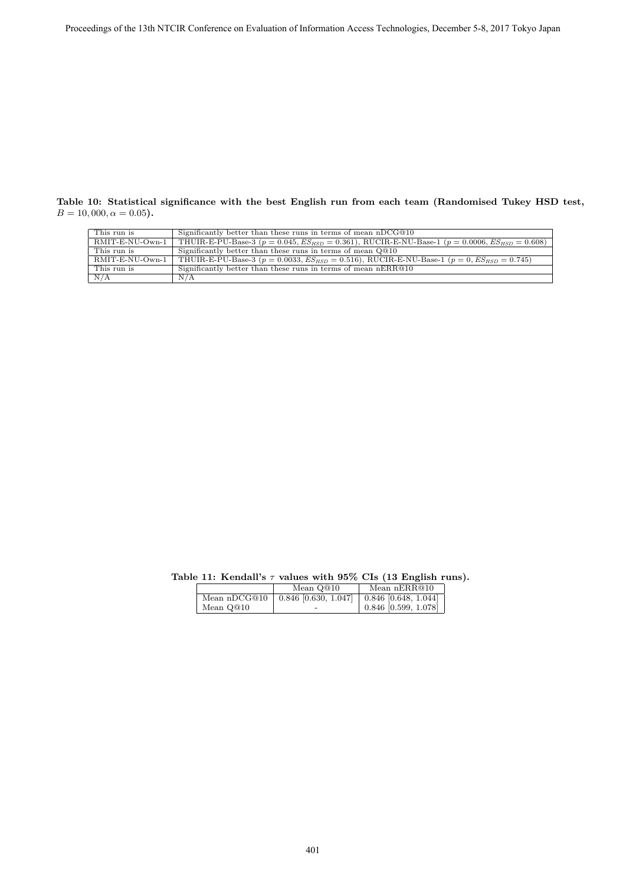**Table 10: Statistical significance with the best English run from each team (Randomised Tukey HSD test, $B = 10,000, \alpha = 0.05$).**

| | |
|---|---|
| This run is | Significantly better than these runs in terms of mean nDCG@10 |
| RMIT-E-NU-Own-1 | THUIR-E-PU-Base-3 ($p = 0.045$, $ES_{HSD} = 0.361$), RUCIR-E-NU-Base-1 ($p = 0.0006$, $ES_{HSD} = 0.608$) |
| This run is | Significantly better than these runs in terms of mean Q@10 |
| RMIT-E-NU-Own-1 | THUIR-E-PU-Base-3 ($p = 0.0033$, $ES_{HSD} = 0.516$), RUCIR-E-NU-Base-1 ($p = 0$, $ES_{HSD} = 0.745$) |
| This run is | Significantly better than these runs in terms of mean nERR@10 |
| N/A | N/A |

**Table 11: Kendall's $\tau$ values with 95% CIs (13 English runs).**

| | Mean Q@10 | Mean nERR@10 |
|---|---|---|
| Mean nDCG@10 | 0.846 [0.630, 1.047] | 0.846 [0.648, 1.044] |
| Mean Q@10 | - | 0.846 [0.599, 1.078] |